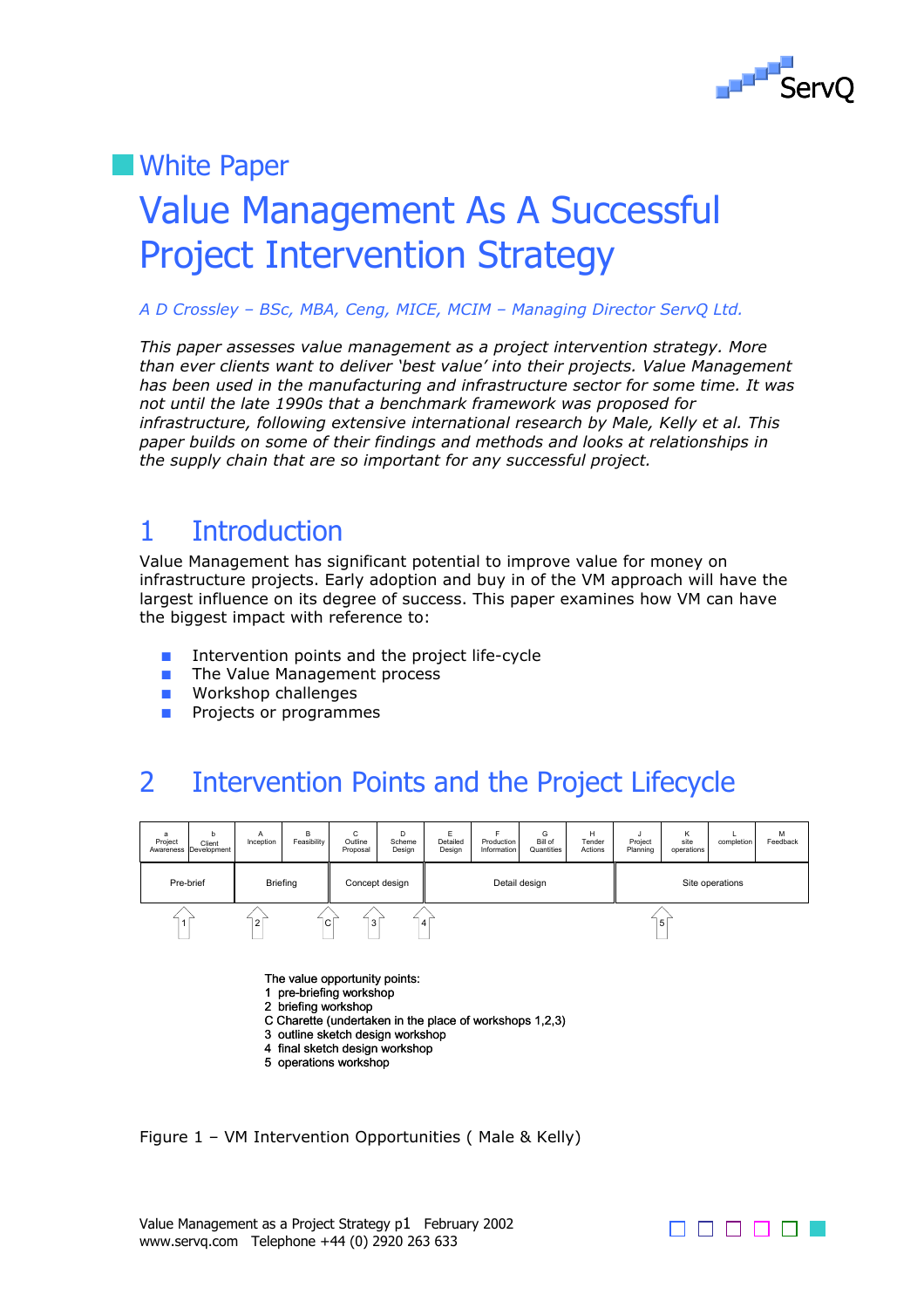# White Paper

# Value Management As A Successful Project Intervention Strategy

*A D Crossley – BSc, MBA, Ceng, MICE, MCIM – Managing Director ServQ Ltd.*

*This paper assesses value management as a project intervention strategy. More than ever clients want to deliver 'best value' into their projects. Value Management has been used in the manufacturing and infrastructure sector for some time. It was not until the late 1990s that a benchmark framework was proposed for infrastructure, following extensive international research by Male, Kelly et al. This paper builds on some of their findings and methods and looks at relationships in the supply chain that are so important for any successful project.*

## 1 Introduction

Value Management has significant potential to improve value for money on infrastructure projects. Early adoption and buy in of the VM approach will have the largest influence on its degree of success. This paper examines how VM can have the biggest impact with reference to:

- Intervention points and the project life-cycle
- The Value Management process
- Workshop challenges
- Projects or programmes

## 2 Intervention Points and the Project Lifecycle

| a Project Awareness | b Client Development | A Inception | B Feasibility | C Outline Proposal | D Scheme Design | E Detailed Design | F Production Information | G Bill of Quantities | H Tender Actions | J Project Planning | K site operations | L completion | M Feedback |
|---|---|---|---|---|---|---|---|---|---|---|---|---|---|
| Pre-brief | | Briefing | | Concept design | | Detail design | | | | Site operations | | | |
| ⇧1 | | ⇧2 | | ⇧C ⇧3 | | ⇧4 | | | | | ⇧5 | | |

The value opportunity points:
1 pre-briefing workshop
2 briefing workshop
C Charette (undertaken in the place of workshops 1,2,3)
3 outline sketch design workshop
4 final sketch design workshop
5 operations workshop

Figure 1 – VM Intervention Opportunities ( Male & Kelly)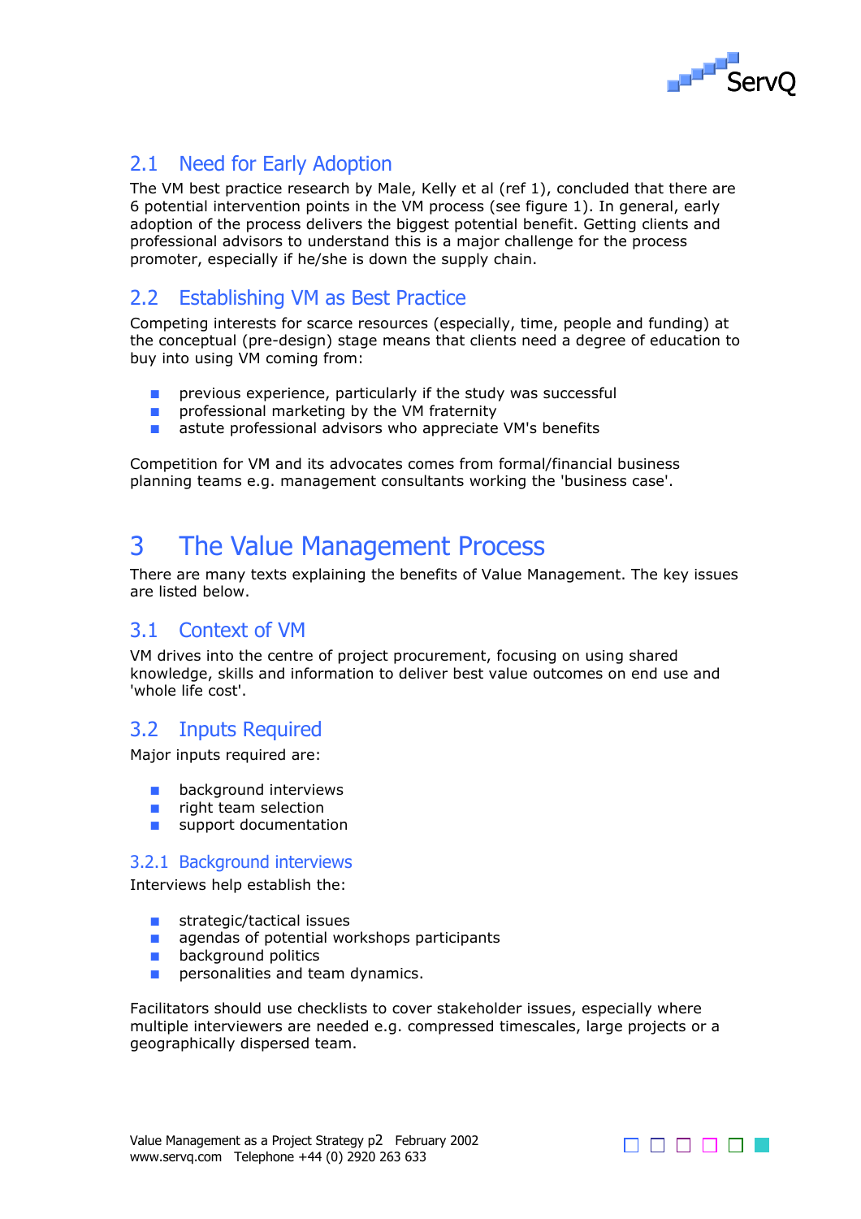## 2.1 Need for Early Adoption

The VM best practice research by Male, Kelly et al (ref 1), concluded that there are 6 potential intervention points in the VM process (see figure 1). In general, early adoption of the process delivers the biggest potential benefit. Getting clients and professional advisors to understand this is a major challenge for the process promoter, especially if he/she is down the supply chain.

## 2.2 Establishing VM as Best Practice

Competing interests for scarce resources (especially, time, people and funding) at the conceptual (pre-design) stage means that clients need a degree of education to buy into using VM coming from:

- previous experience, particularly if the study was successful
- professional marketing by the VM fraternity
- astute professional advisors who appreciate VM's benefits

Competition for VM and its advocates comes from formal/financial business planning teams e.g. management consultants working the 'business case'.

# 3 The Value Management Process

There are many texts explaining the benefits of Value Management. The key issues are listed below.

## 3.1 Context of VM

VM drives into the centre of project procurement, focusing on using shared knowledge, skills and information to deliver best value outcomes on end use and 'whole life cost'.

## 3.2 Inputs Required

Major inputs required are:

- background interviews
- right team selection
- support documentation

### 3.2.1 Background interviews

Interviews help establish the:

- strategic/tactical issues
- agendas of potential workshops participants
- background politics
- personalities and team dynamics.

Facilitators should use checklists to cover stakeholder issues, especially where multiple interviewers are needed e.g. compressed timescales, large projects or a geographically dispersed team.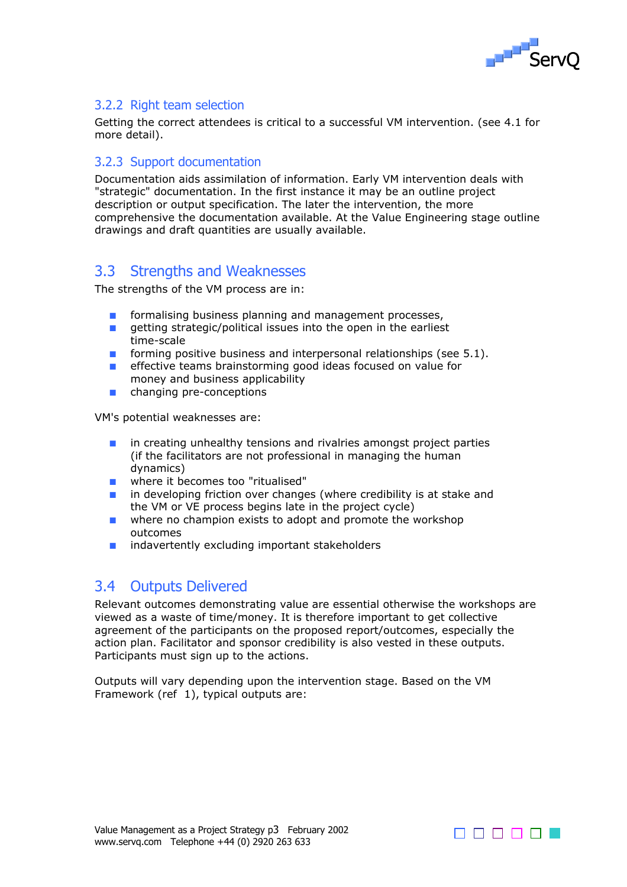### 3.2.2 Right team selection

Getting the correct attendees is critical to a successful VM intervention. (see 4.1 for more detail).

### 3.2.3 Support documentation

Documentation aids assimilation of information. Early VM intervention deals with "strategic" documentation. In the first instance it may be an outline project description or output specification. The later the intervention, the more comprehensive the documentation available. At the Value Engineering stage outline drawings and draft quantities are usually available.

## 3.3 Strengths and Weaknesses

The strengths of the VM process are in:

- formalising business planning and management processes,
- getting strategic/political issues into the open in the earliest time-scale
- forming positive business and interpersonal relationships (see 5.1).
- effective teams brainstorming good ideas focused on value for money and business applicability
- changing pre-conceptions

VM's potential weaknesses are:

- in creating unhealthy tensions and rivalries amongst project parties (if the facilitators are not professional in managing the human dynamics)
- where it becomes too "ritualised"
- in developing friction over changes (where credibility is at stake and the VM or VE process begins late in the project cycle)
- where no champion exists to adopt and promote the workshop outcomes
- indavertently excluding important stakeholders

## 3.4 Outputs Delivered

Relevant outcomes demonstrating value are essential otherwise the workshops are viewed as a waste of time/money. It is therefore important to get collective agreement of the participants on the proposed report/outcomes, especially the action plan. Facilitator and sponsor credibility is also vested in these outputs. Participants must sign up to the actions.

Outputs will vary depending upon the intervention stage. Based on the VM Framework (ref 1), typical outputs are: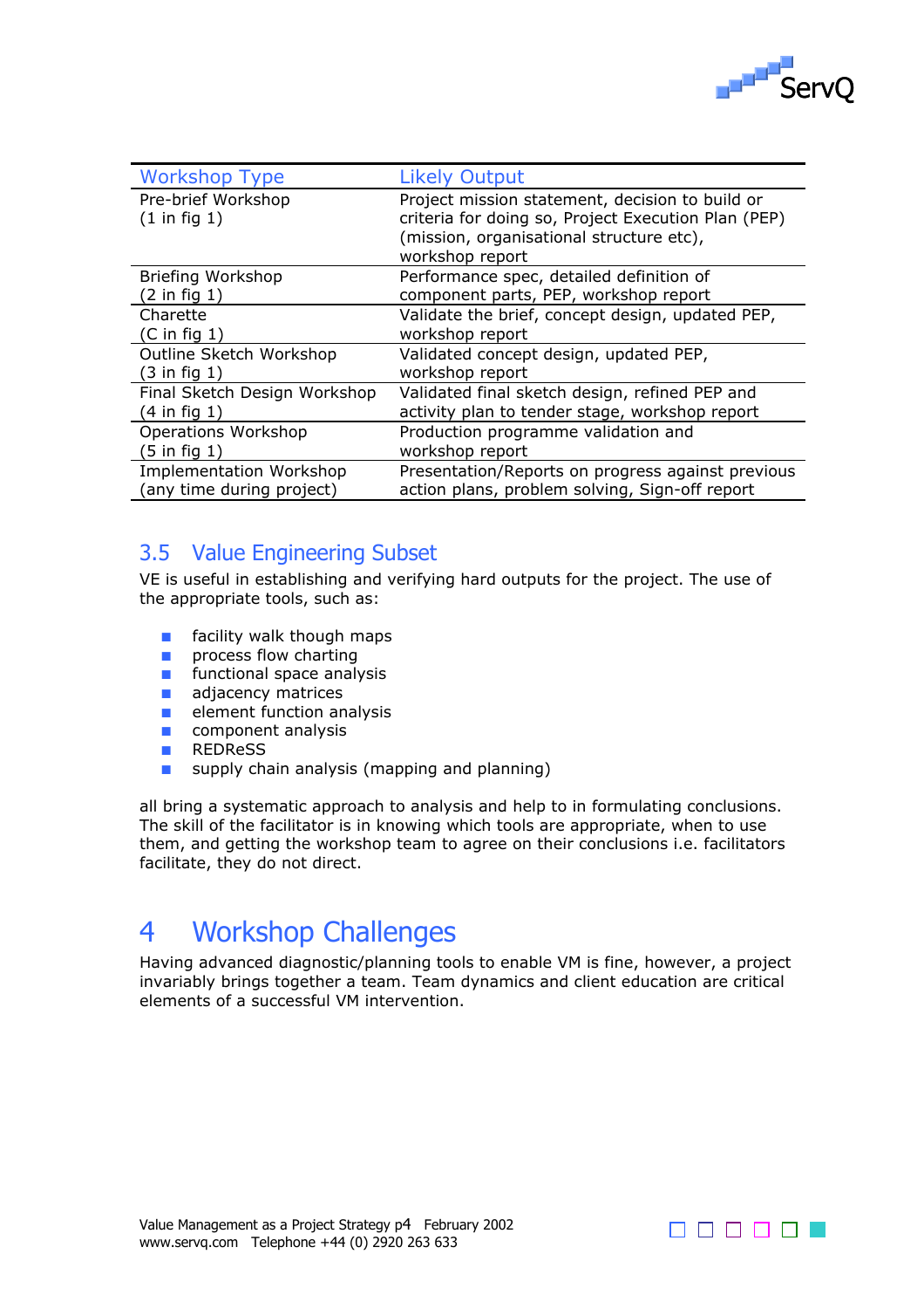| Workshop Type | Likely Output |
|---|---|
| Pre-brief Workshop (1 in fig 1) | Project mission statement, decision to build or criteria for doing so, Project Execution Plan (PEP) (mission, organisational structure etc), workshop report |
| Briefing Workshop (2 in fig 1) | Performance spec, detailed definition of component parts, PEP, workshop report |
| Charette (C in fig 1) | Validate the brief, concept design, updated PEP, workshop report |
| Outline Sketch Workshop (3 in fig 1) | Validated concept design, updated PEP, workshop report |
| Final Sketch Design Workshop (4 in fig 1) | Validated final sketch design, refined PEP and activity plan to tender stage, workshop report |
| Operations Workshop (5 in fig 1) | Production programme validation and workshop report |
| Implementation Workshop (any time during project) | Presentation/Reports on progress against previous action plans, problem solving, Sign-off report |

## 3.5 Value Engineering Subset

VE is useful in establishing and verifying hard outputs for the project. The use of the appropriate tools, such as:

- facility walk though maps
- process flow charting
- functional space analysis
- adjacency matrices
- element function analysis
- component analysis
- REDReSS
- supply chain analysis (mapping and planning)

all bring a systematic approach to analysis and help to in formulating conclusions. The skill of the facilitator is in knowing which tools are appropriate, when to use them, and getting the workshop team to agree on their conclusions i.e. facilitators facilitate, they do not direct.

# 4 Workshop Challenges

Having advanced diagnostic/planning tools to enable VM is fine, however, a project invariably brings together a team. Team dynamics and client education are critical elements of a successful VM intervention.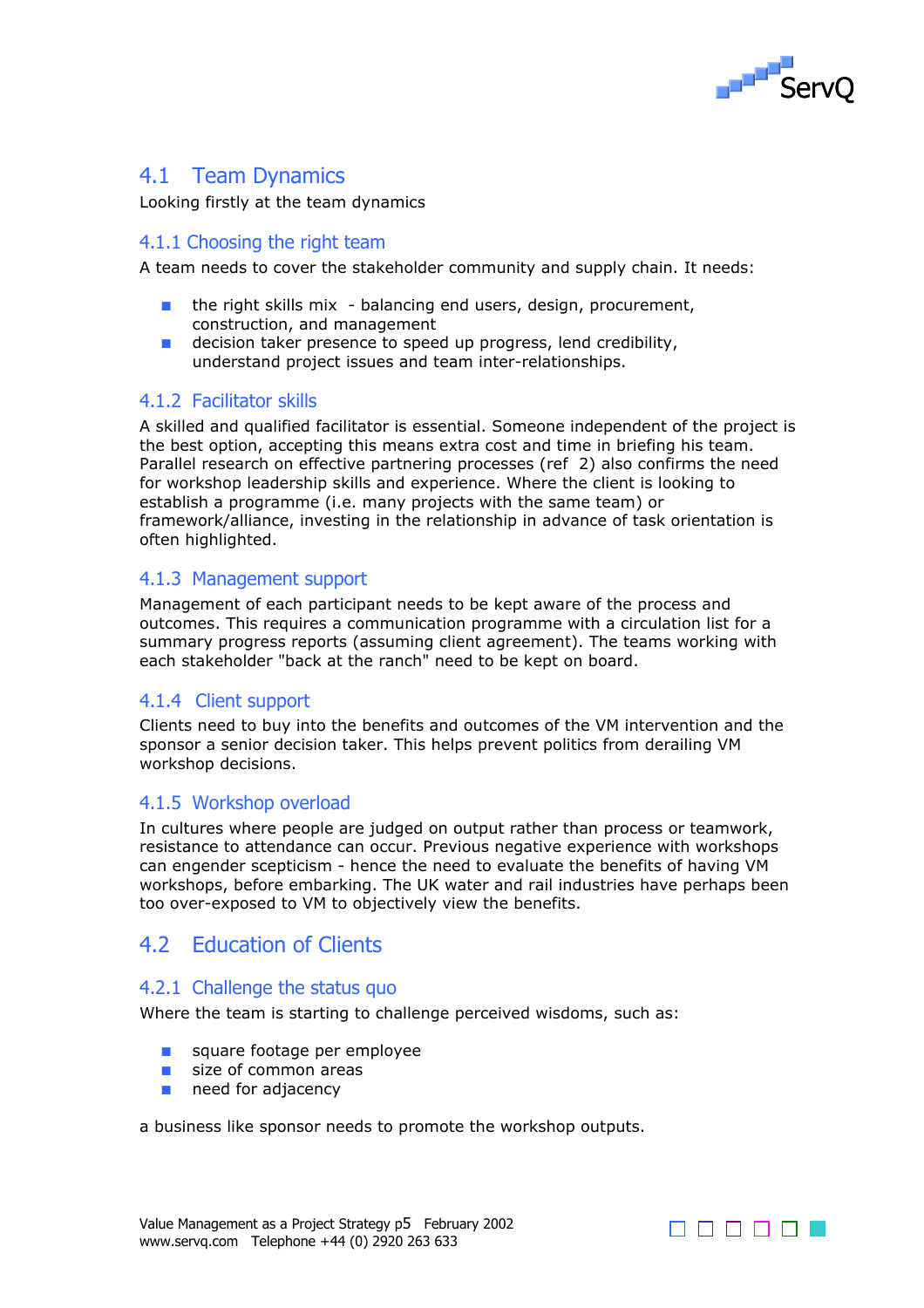## 4.1 Team Dynamics

Looking firstly at the team dynamics

### 4.1.1 Choosing the right team

A team needs to cover the stakeholder community and supply chain. It needs:

- the right skills mix - balancing end users, design, procurement, construction, and management
- decision taker presence to speed up progress, lend credibility, understand project issues and team inter-relationships.

### 4.1.2 Facilitator skills

A skilled and qualified facilitator is essential. Someone independent of the project is the best option, accepting this means extra cost and time in briefing his team. Parallel research on effective partnering processes (ref 2) also confirms the need for workshop leadership skills and experience. Where the client is looking to establish a programme (i.e. many projects with the same team) or framework/alliance, investing in the relationship in advance of task orientation is often highlighted.

### 4.1.3 Management support

Management of each participant needs to be kept aware of the process and outcomes. This requires a communication programme with a circulation list for a summary progress reports (assuming client agreement). The teams working with each stakeholder "back at the ranch" need to be kept on board.

### 4.1.4 Client support

Clients need to buy into the benefits and outcomes of the VM intervention and the sponsor a senior decision taker. This helps prevent politics from derailing VM workshop decisions.

### 4.1.5 Workshop overload

In cultures where people are judged on output rather than process or teamwork, resistance to attendance can occur. Previous negative experience with workshops can engender scepticism - hence the need to evaluate the benefits of having VM workshops, before embarking. The UK water and rail industries have perhaps been too over-exposed to VM to objectively view the benefits.

## 4.2 Education of Clients

### 4.2.1 Challenge the status quo

Where the team is starting to challenge perceived wisdoms, such as:

- square footage per employee
- size of common areas
- need for adjacency

a business like sponsor needs to promote the workshop outputs.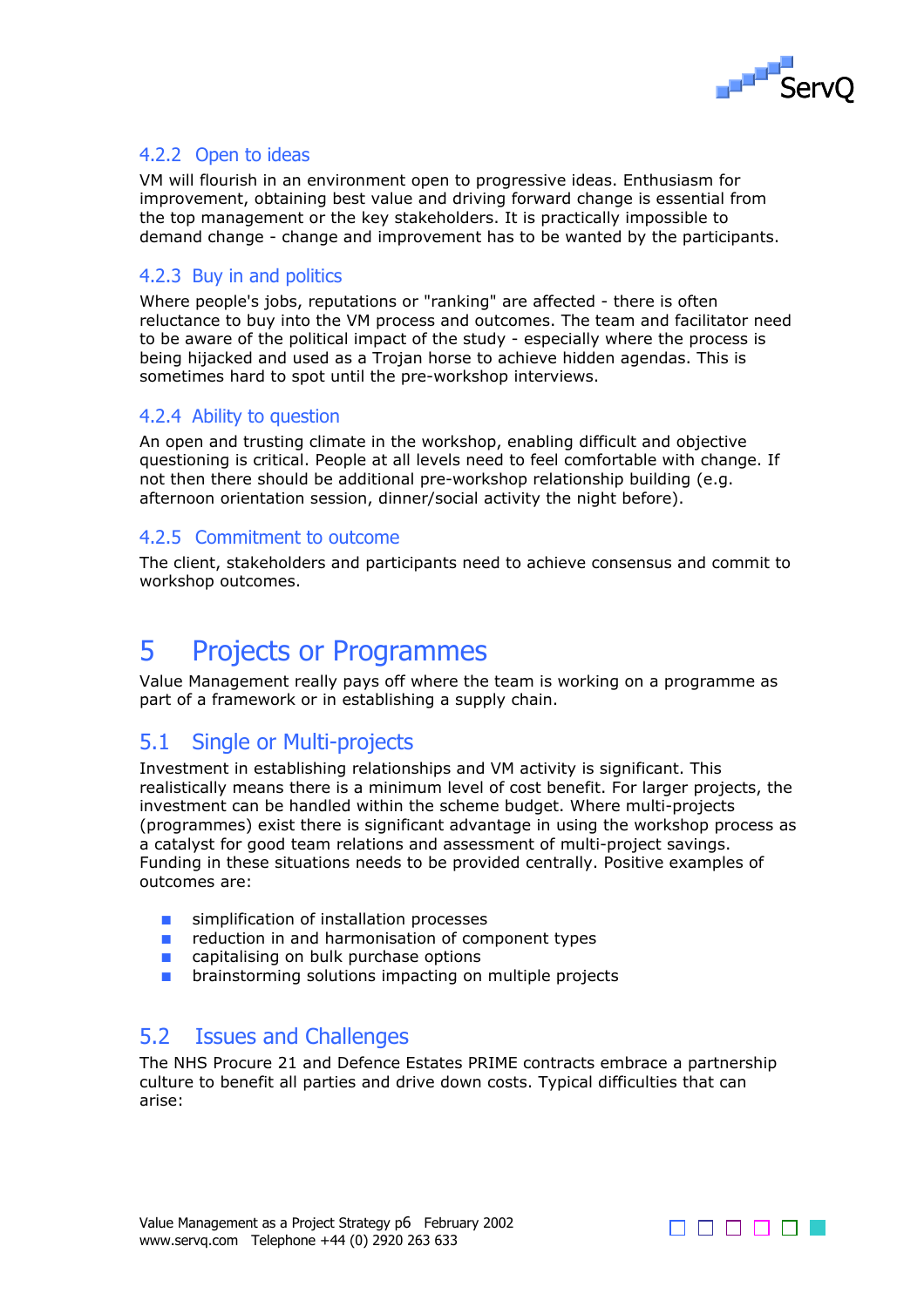### 4.2.2 Open to ideas

VM will flourish in an environment open to progressive ideas. Enthusiasm for improvement, obtaining best value and driving forward change is essential from the top management or the key stakeholders. It is practically impossible to demand change - change and improvement has to be wanted by the participants.

### 4.2.3 Buy in and politics

Where people's jobs, reputations or "ranking" are affected - there is often reluctance to buy into the VM process and outcomes. The team and facilitator need to be aware of the political impact of the study - especially where the process is being hijacked and used as a Trojan horse to achieve hidden agendas. This is sometimes hard to spot until the pre-workshop interviews.

### 4.2.4 Ability to question

An open and trusting climate in the workshop, enabling difficult and objective questioning is critical. People at all levels need to feel comfortable with change. If not then there should be additional pre-workshop relationship building (e.g. afternoon orientation session, dinner/social activity the night before).

### 4.2.5 Commitment to outcome

The client, stakeholders and participants need to achieve consensus and commit to workshop outcomes.

# 5 Projects or Programmes

Value Management really pays off where the team is working on a programme as part of a framework or in establishing a supply chain.

## 5.1 Single or Multi-projects

Investment in establishing relationships and VM activity is significant. This realistically means there is a minimum level of cost benefit. For larger projects, the investment can be handled within the scheme budget. Where multi-projects (programmes) exist there is significant advantage in using the workshop process as a catalyst for good team relations and assessment of multi-project savings. Funding in these situations needs to be provided centrally. Positive examples of outcomes are:

- simplification of installation processes
- reduction in and harmonisation of component types
- capitalising on bulk purchase options
- brainstorming solutions impacting on multiple projects

## 5.2 Issues and Challenges

The NHS Procure 21 and Defence Estates PRIME contracts embrace a partnership culture to benefit all parties and drive down costs. Typical difficulties that can arise: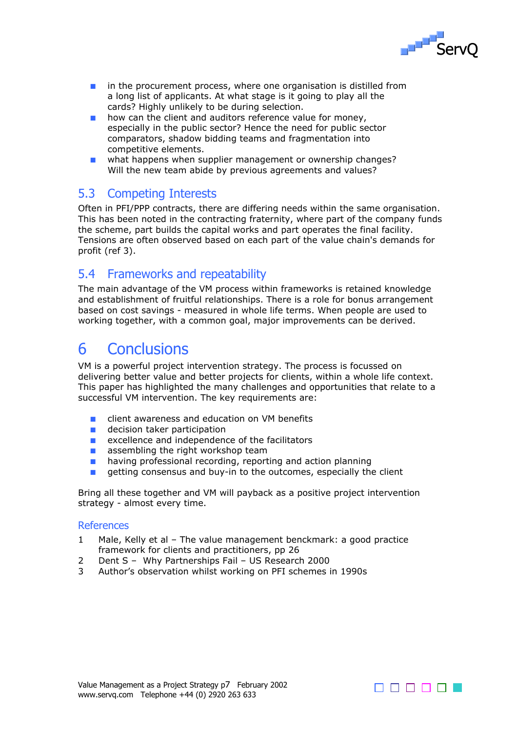- in the procurement process, where one organisation is distilled from a long list of applicants. At what stage is it going to play all the cards? Highly unlikely to be during selection.
- how can the client and auditors reference value for money, especially in the public sector? Hence the need for public sector comparators, shadow bidding teams and fragmentation into competitive elements.
- what happens when supplier management or ownership changes? Will the new team abide by previous agreements and values?

## 5.3 Competing Interests

Often in PFI/PPP contracts, there are differing needs within the same organisation. This has been noted in the contracting fraternity, where part of the company funds the scheme, part builds the capital works and part operates the final facility. Tensions are often observed based on each part of the value chain's demands for profit (ref 3).

## 5.4 Frameworks and repeatability

The main advantage of the VM process within frameworks is retained knowledge and establishment of fruitful relationships. There is a role for bonus arrangement based on cost savings - measured in whole life terms. When people are used to working together, with a common goal, major improvements can be derived.

# 6 Conclusions

VM is a powerful project intervention strategy. The process is focussed on delivering better value and better projects for clients, within a whole life context. This paper has highlighted the many challenges and opportunities that relate to a successful VM intervention. The key requirements are:

- client awareness and education on VM benefits
- decision taker participation
- excellence and independence of the facilitators
- assembling the right workshop team
- having professional recording, reporting and action planning
- getting consensus and buy-in to the outcomes, especially the client

Bring all these together and VM will payback as a positive project intervention strategy - almost every time.

### References

1. Male, Kelly et al – The value management benckmark: a good practice framework for clients and practitioners, pp 26
2. Dent S – Why Partnerships Fail – US Research 2000
3. Author's observation whilst working on PFI schemes in 1990s